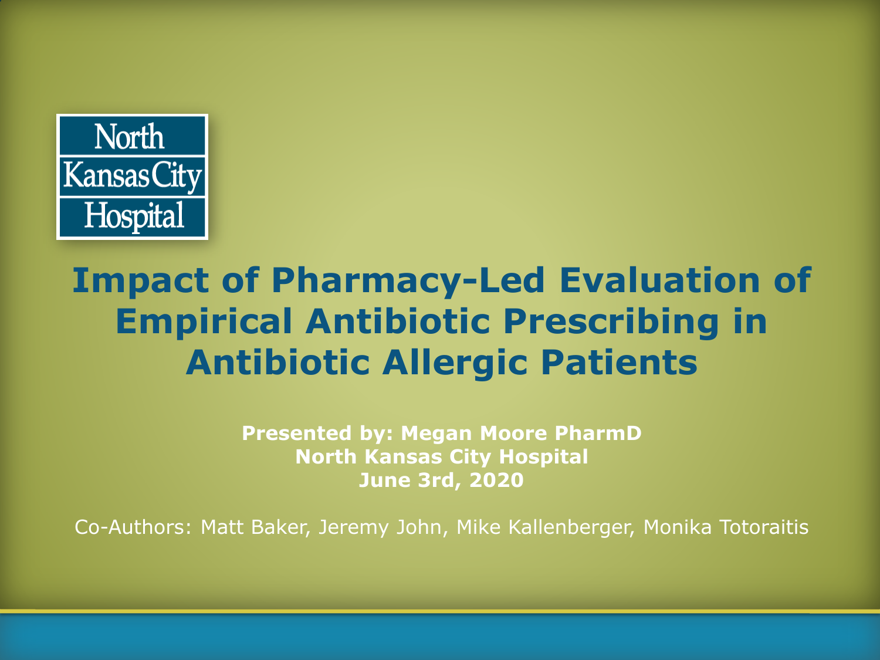North Kansas City Hospital

# Impact of Pharmacy-Led Evaluation of Empirical Antibiotic Prescribing in Antibiotic Allergic Patients

**Presented by: Megan Moore PharmD**
**North Kansas City Hospital**
**June 3rd, 2020**

Co-Authors: Matt Baker, Jeremy John, Mike Kallenberger, Monika Totoraitis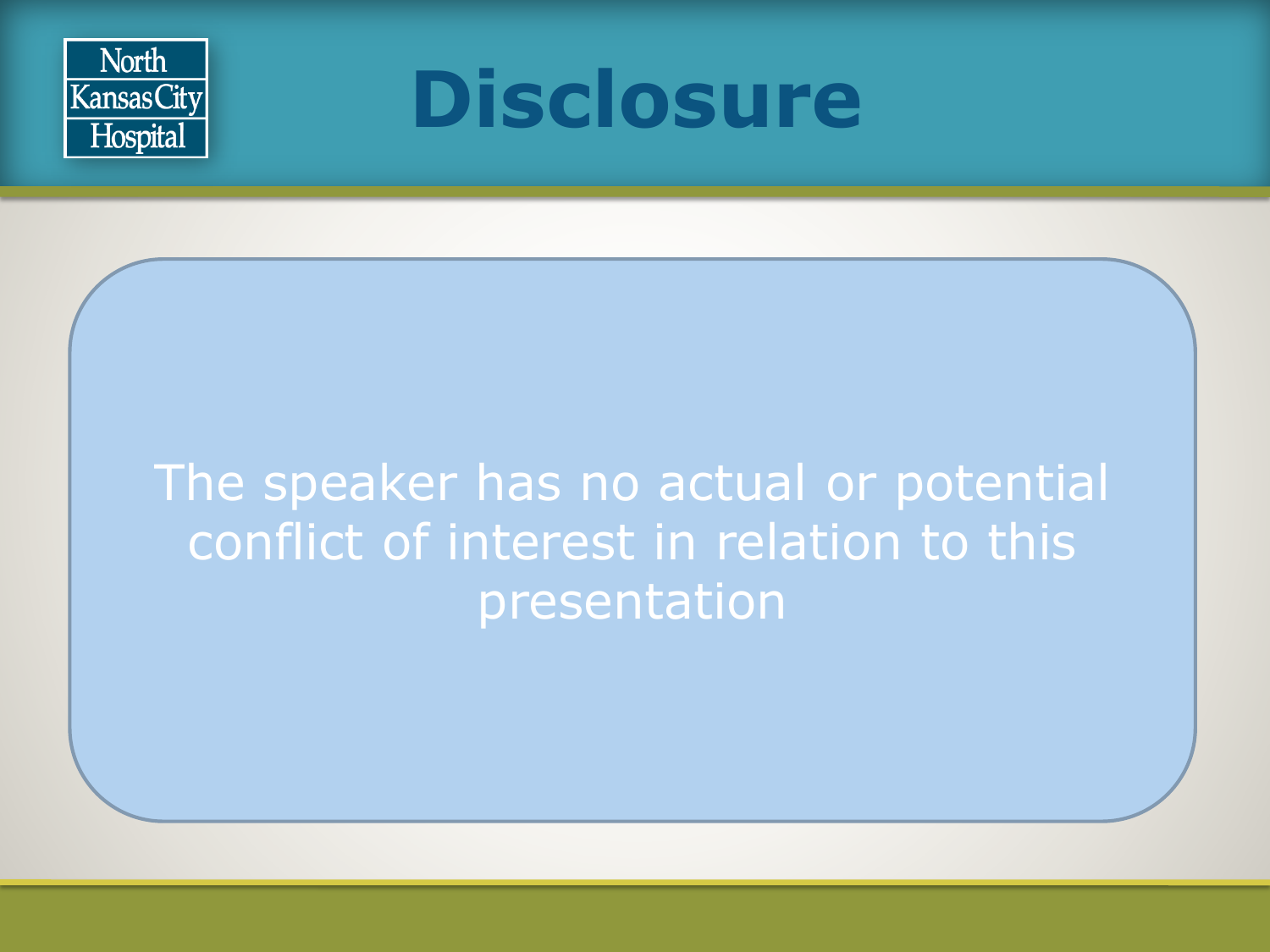North Kansas City Hospital

# Disclosure

The speaker has no actual or potential conflict of interest in relation to this presentation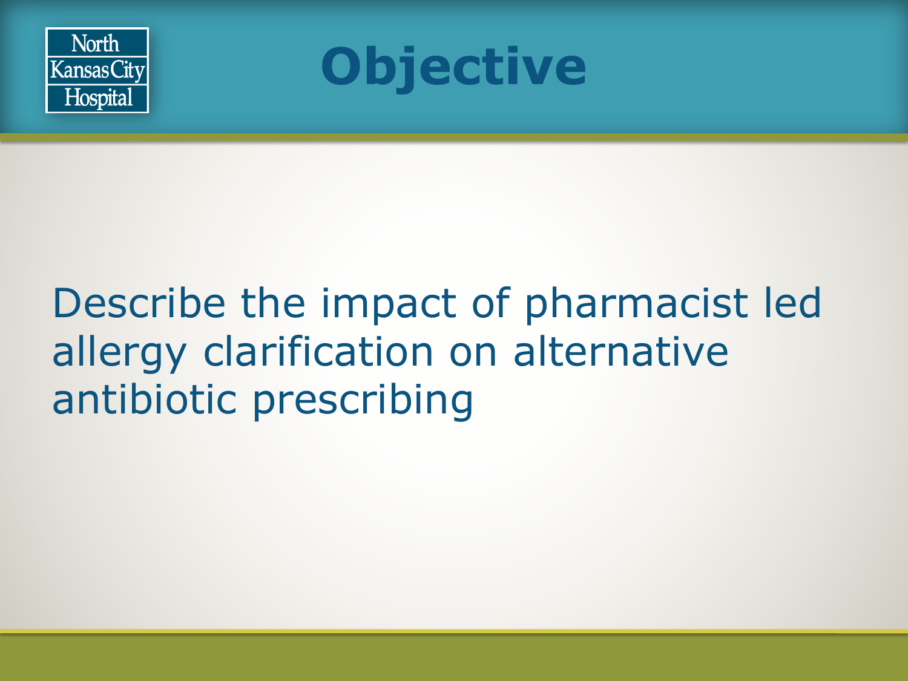# Objective

Describe the impact of pharmacist led allergy clarification on alternative antibiotic prescribing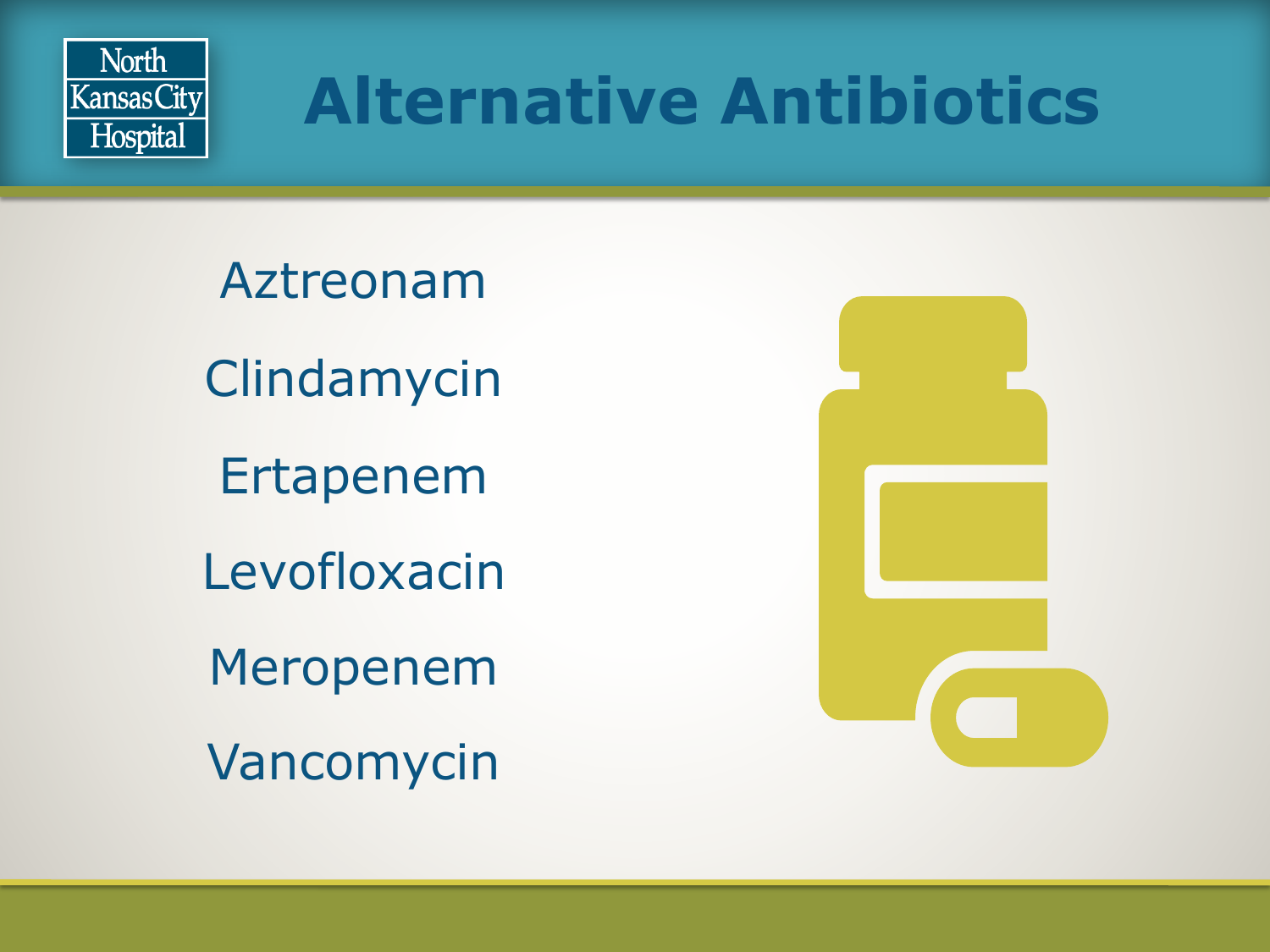# Alternative Antibiotics

Aztreonam

Clindamycin

Ertapenem

Levofloxacin

Meropenem

Vancomycin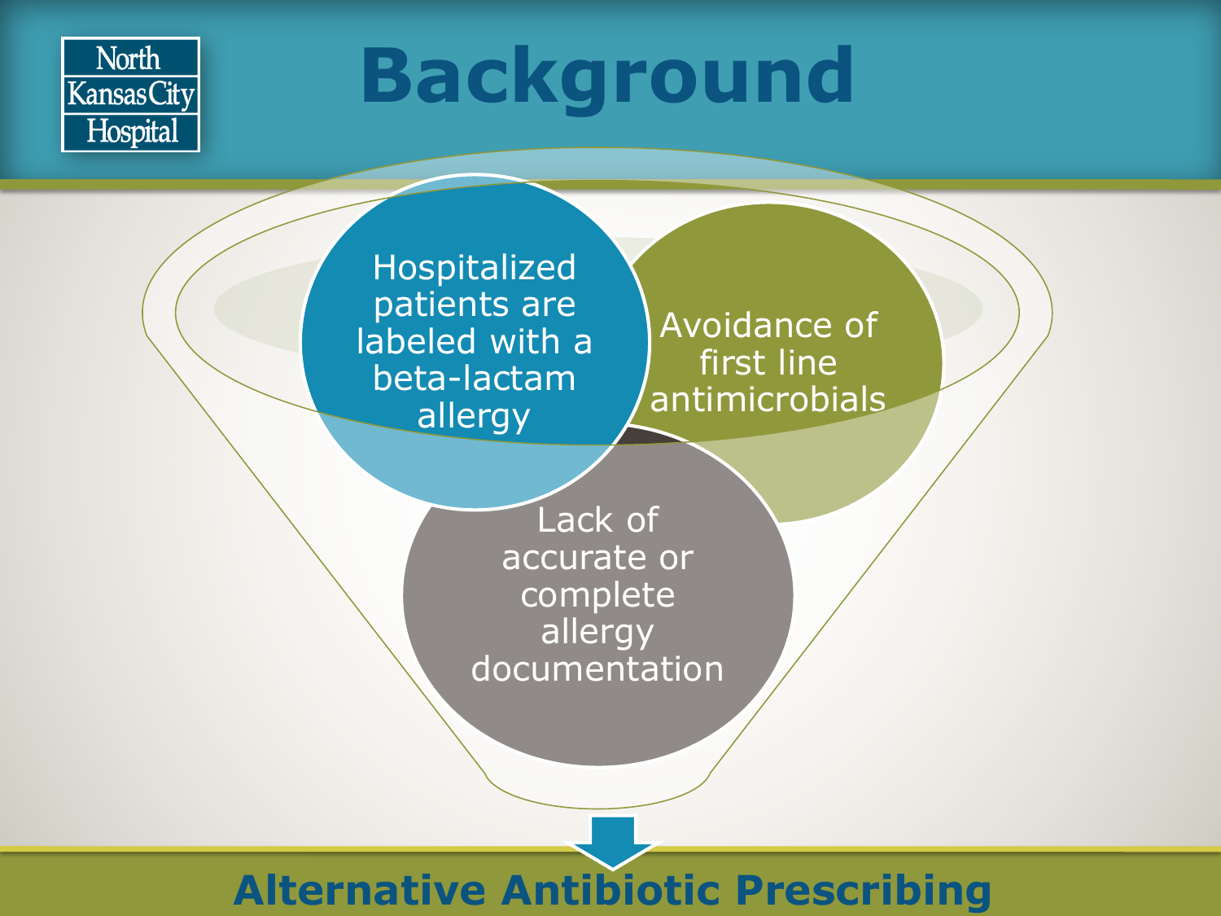# Background

- Hospitalized patients are labeled with a beta-lactam allergy
- Avoidance of first line antimicrobials
- Lack of accurate or complete allergy documentation

**Alternative Antibiotic Prescribing**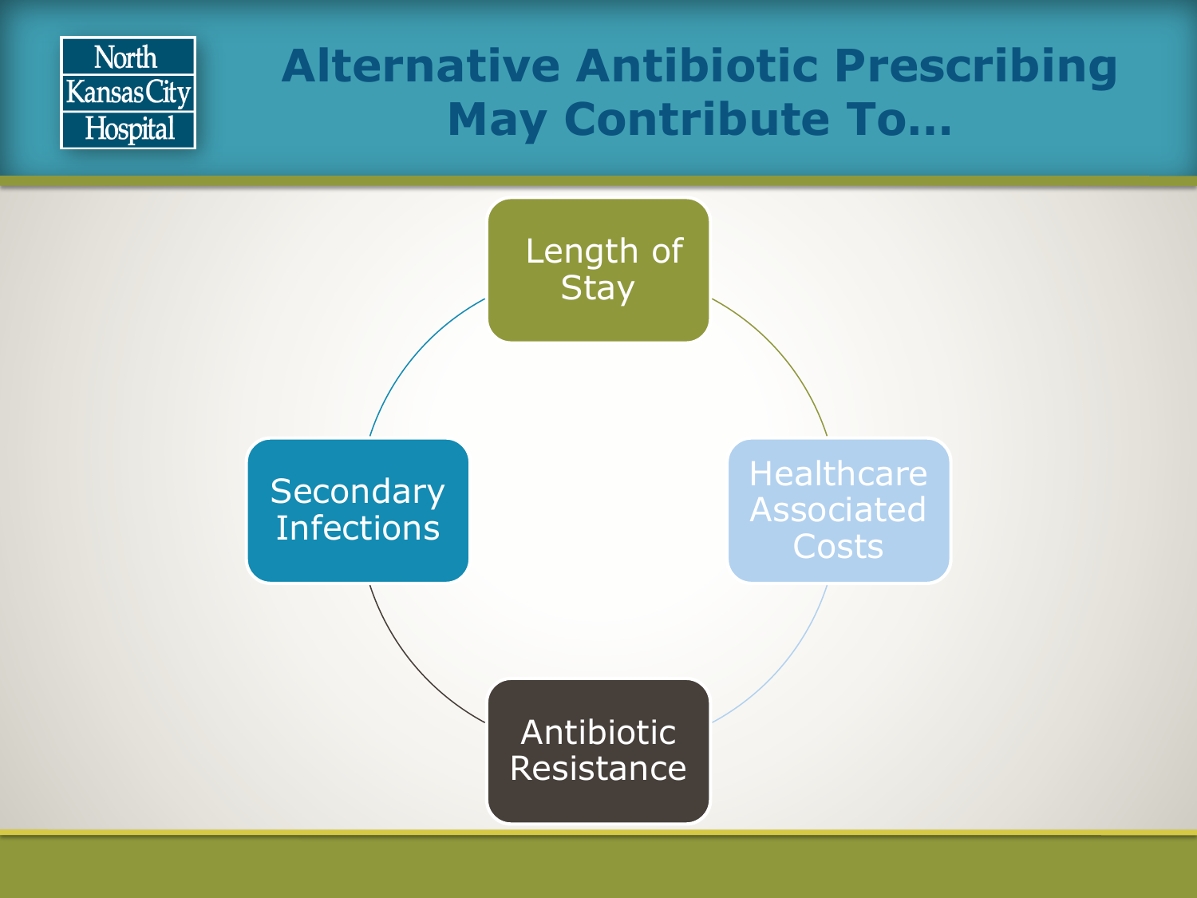# Alternative Antibiotic Prescribing May Contribute To…

- Length of Stay
- Healthcare Associated Costs
- Antibiotic Resistance
- Secondary Infections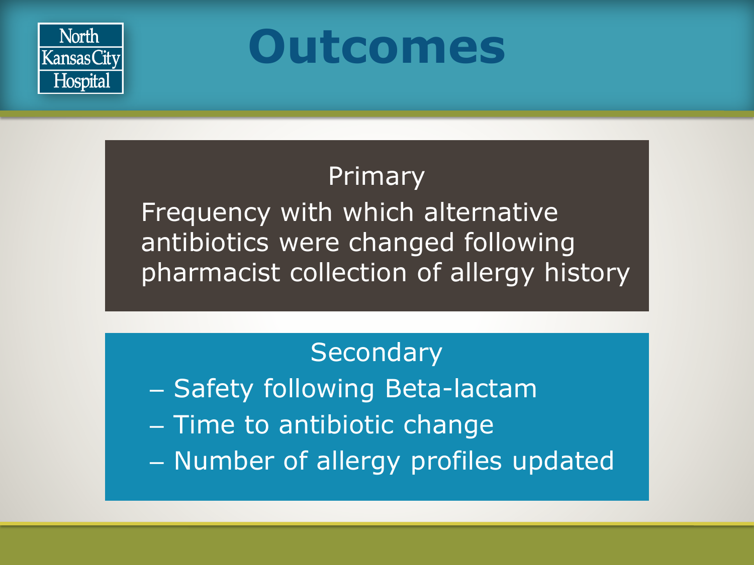# Outcomes

## Primary

Frequency with which alternative antibiotics were changed following pharmacist collection of allergy history

## Secondary

- Safety following Beta-lactam
- Time to antibiotic change
- Number of allergy profiles updated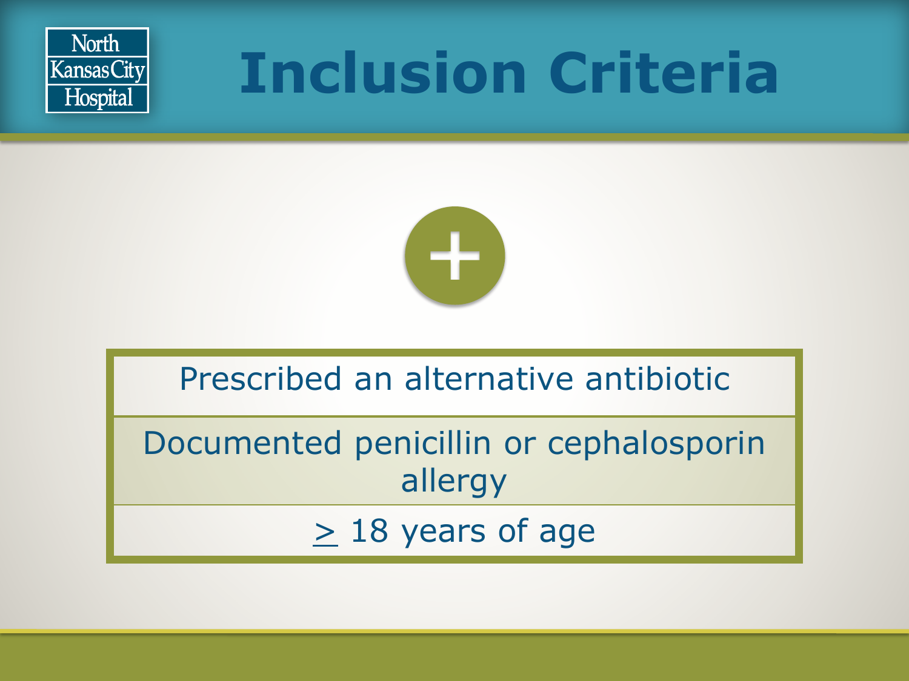# Inclusion Criteria

- Prescribed an alternative antibiotic
- Documented penicillin or cephalosporin allergy
- $\geq$ 18 years of age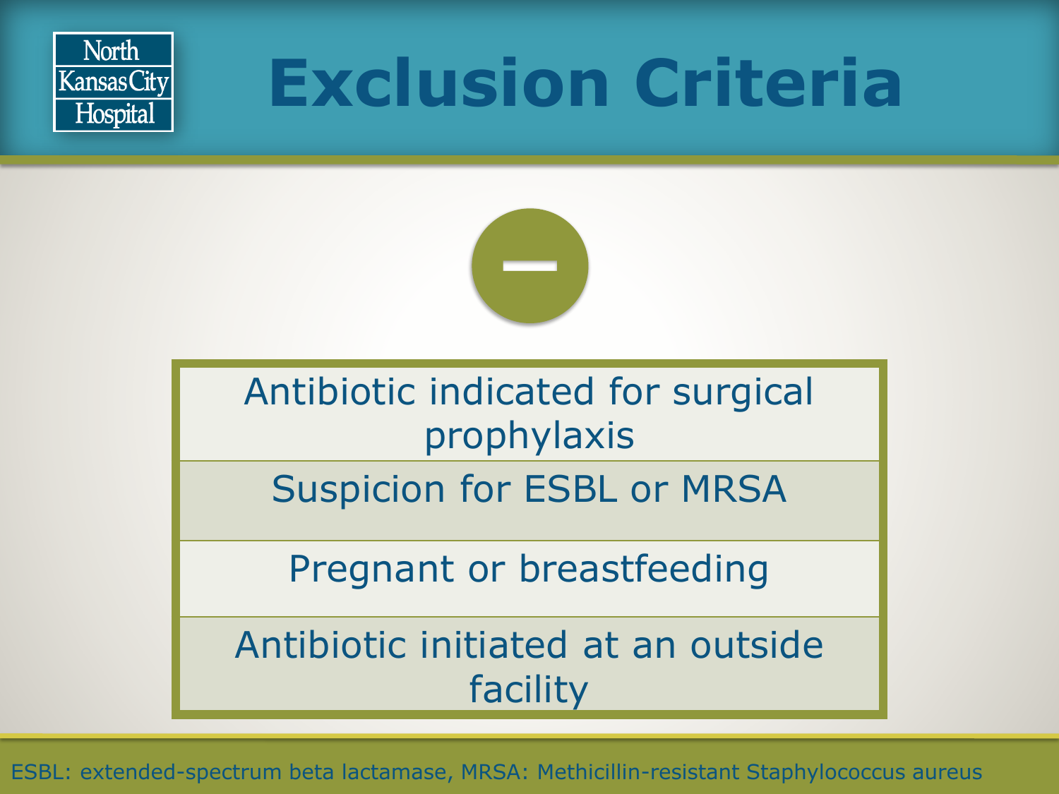# Exclusion Criteria

- Antibiotic indicated for surgical prophylaxis
- Suspicion for ESBL or MRSA
- Pregnant or breastfeeding
- Antibiotic initiated at an outside facility

ESBL: extended-spectrum beta lactamase, MRSA: Methicillin-resistant Staphylococcus aureus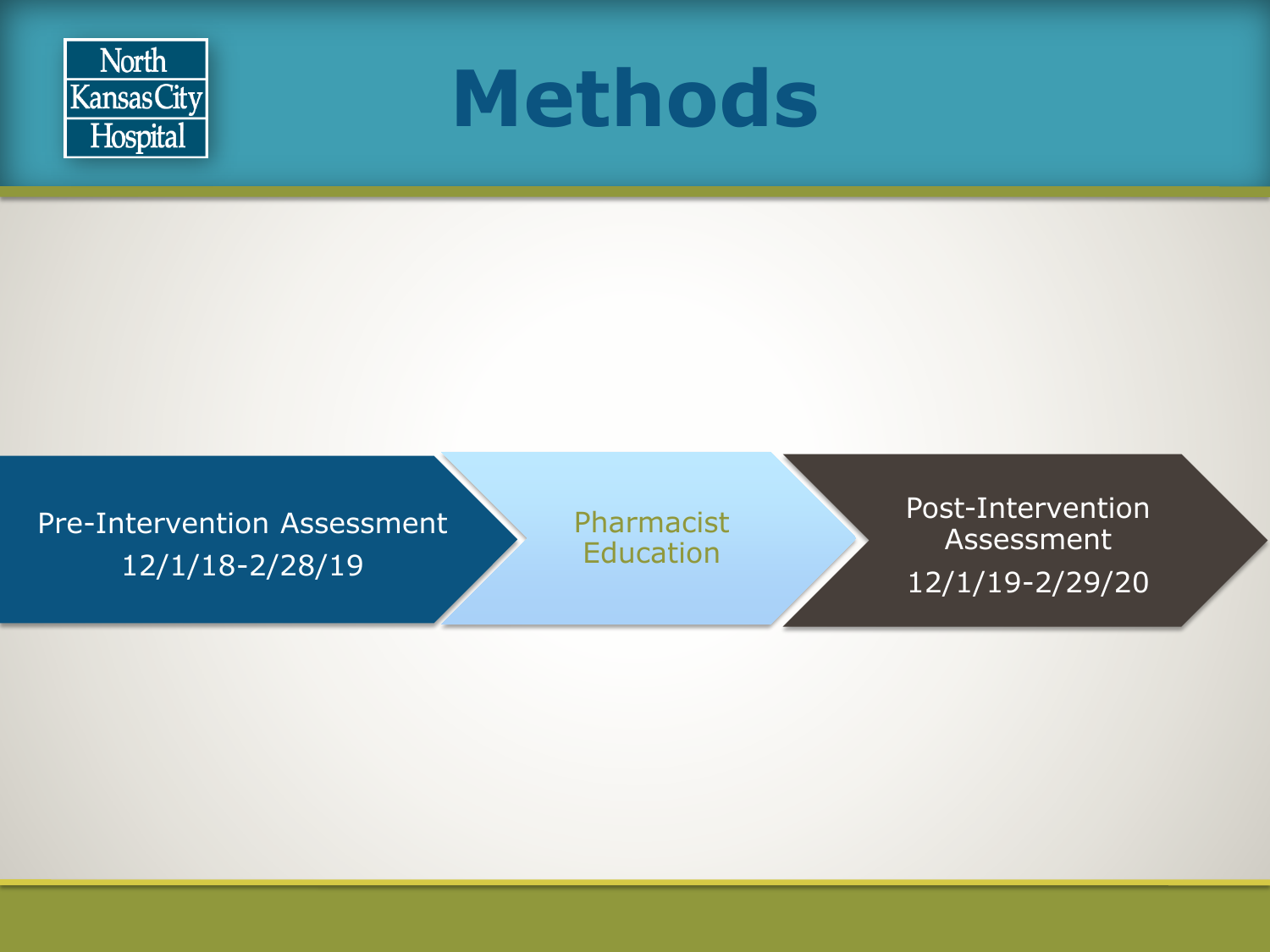# Methods

Pre-Intervention Assessment
12/1/18-2/28/19

Pharmacist Education

Post-Intervention Assessment
12/1/19-2/29/20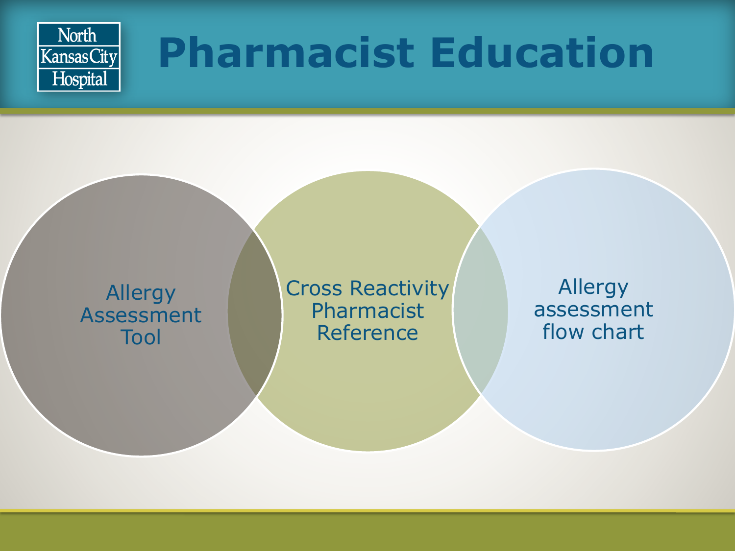# Pharmacist Education

- Allergy Assessment Tool
- Cross Reactivity Pharmacist Reference
- Allergy assessment flow chart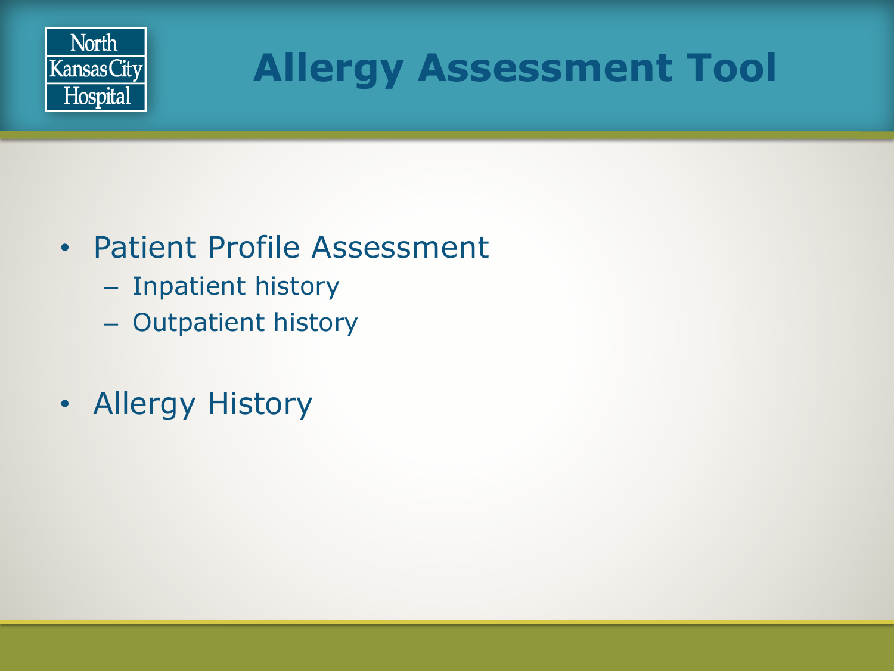# Allergy Assessment Tool

- Patient Profile Assessment
  - Inpatient history
  - Outpatient history
- Allergy History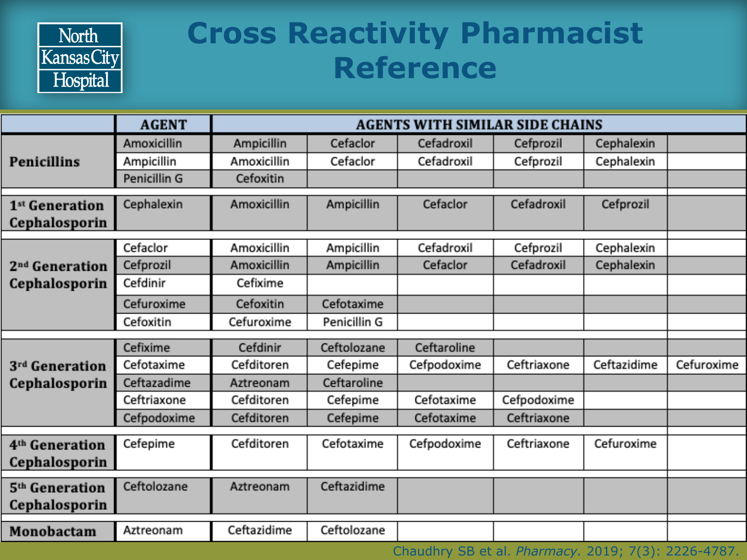# Cross Reactivity Pharmacist Reference

| | AGENT | AGENTS WITH SIMILAR SIDE CHAINS | | | | | |
|---|---|---|---|---|---|---|---|
| **Penicillins** | Amoxicillin | Ampicillin | Cefaclor | Cefadroxil | Cefprozil | Cephalexin | |
| | Ampicillin | Amoxicillin | Cefaclor | Cefadroxil | Cefprozil | Cephalexin | |
| | Penicillin G | Cefoxitin | | | | | |
| **1st Generation Cephalosporin** | Cephalexin | Amoxicillin | Ampicillin | Cefaclor | Cefadroxil | Cefprozil | |
| **2nd Generation Cephalosporin** | Cefaclor | Amoxicillin | Ampicillin | Cefadroxil | Cefprozil | Cephalexin | |
| | Cefprozil | Amoxicillin | Ampicillin | Cefaclor | Cefadroxil | Cephalexin | |
| | Cefdinir | Cefixime | | | | | |
| | Cefuroxime | Cefoxitin | Cefotaxime | | | | |
| | Cefoxitin | Cefuroxime | Penicillin G | | | | |
| **3rd Generation Cephalosporin** | Cefixime | Cefdinir | Ceftolozane | Ceftaroline | | | |
| | Cefotaxime | Cefditoren | Cefepime | Cefpodoxime | Ceftriaxone | Ceftazidime | Cefuroxime |
| | Ceftazadime | Aztreonam | Ceftaroline | | | | |
| | Ceftriaxone | Cefditoren | Cefepime | Cefotaxime | Cefpodoxime | | |
| | Cefpodoxime | Cefditoren | Cefepime | Cefotaxime | Ceftriaxone | | |
| **4th Generation Cephalosporin** | Cefepime | Cefditoren | Cefotaxime | Cefpodoxime | Ceftriaxone | Cefuroxime | |
| **5th Generation Cephalosporin** | Ceftolozane | Aztreonam | Ceftazidime | | | | |
| **Monobactam** | Aztreonam | Ceftazidime | Ceftolozane | | | | |

Chaudhry SB et al. *Pharmacy.* 2019; 7(3): 2226-4787.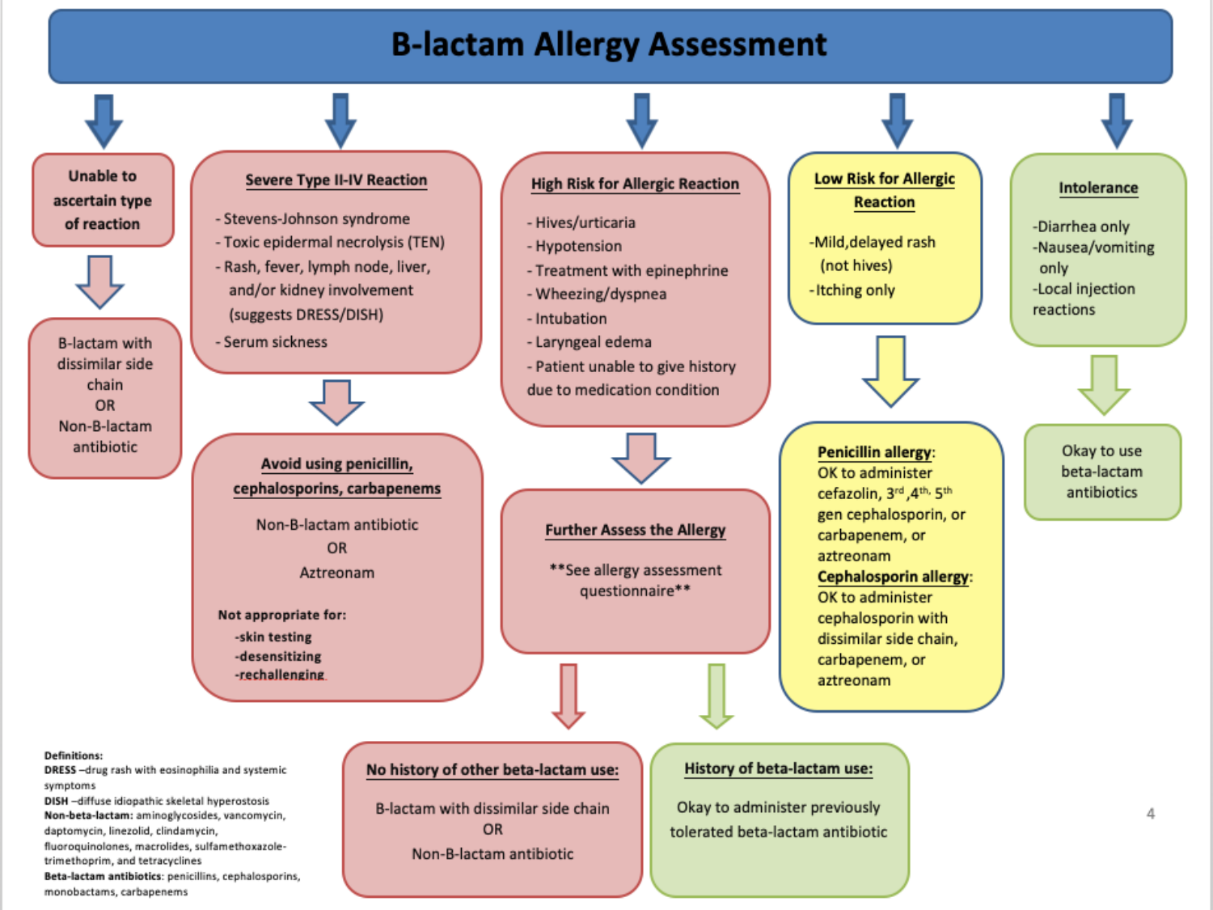# B-lactam Allergy Assessment

## Unable to ascertain type of reaction

B-lactam with dissimilar side chain
OR
Non-B-lactam antibiotic

## Severe Type II-IV Reaction

- Stevens-Johnson syndrome
- Toxic epidermal necrolysis (TEN)
- Rash, fever, lymph node, liver, and/or kidney involvement (suggests DRESS/DISH)
- Serum sickness

### Avoid using penicillin, cephalosporins, carbapenems

Non-B-lactam antibiotic
OR
Aztreonam

**Not appropriate for:**

- **skin testing**
- **desensitizing**
- **rechallenging**

## High Risk for Allergic Reaction

- Hives/urticaria
- Hypotension
- Treatment with epinephrine
- Wheezing/dyspnea
- Intubation
- Laryngeal edema
- Patient unable to give history due to medication condition

### Further Assess the Allergy

**See allergy assessment questionnaire**

#### No history of other beta-lactam use:

B-lactam with dissimilar side chain
OR
Non-B-lactam antibiotic

#### History of beta-lactam use:

Okay to administer previously tolerated beta-lactam antibiotic

## Low Risk for Allergic Reaction

- Mild, delayed rash (not hives)
- Itching only

**Penicillin allergy**: OK to administer cefazolin, 3rd, 4th, 5th gen cephalosporin, or carbapenem, or aztreonam

**Cephalosporin allergy**: OK to administer cephalosporin with dissimilar side chain, carbapenem, or aztreonam

## Intolerance

- Diarrhea only
- Nausea/vomiting only
- Local injection reactions

Okay to use beta-lactam antibiotics

**Definitions:**

**DRESS** – drug rash with eosinophilia and systemic symptoms

**DISH** – diffuse idiopathic skeletal hyperostosis

**Non-beta-lactam:** aminoglycosides, vancomycin, daptomycin, linezolid, clindamycin, fluoroquinolones, macrolides, sulfamethoxazole-trimethoprim, and tetracyclines

**Beta-lactam antibiotics**: penicillins, cephalosporins, monobactams, carbapenems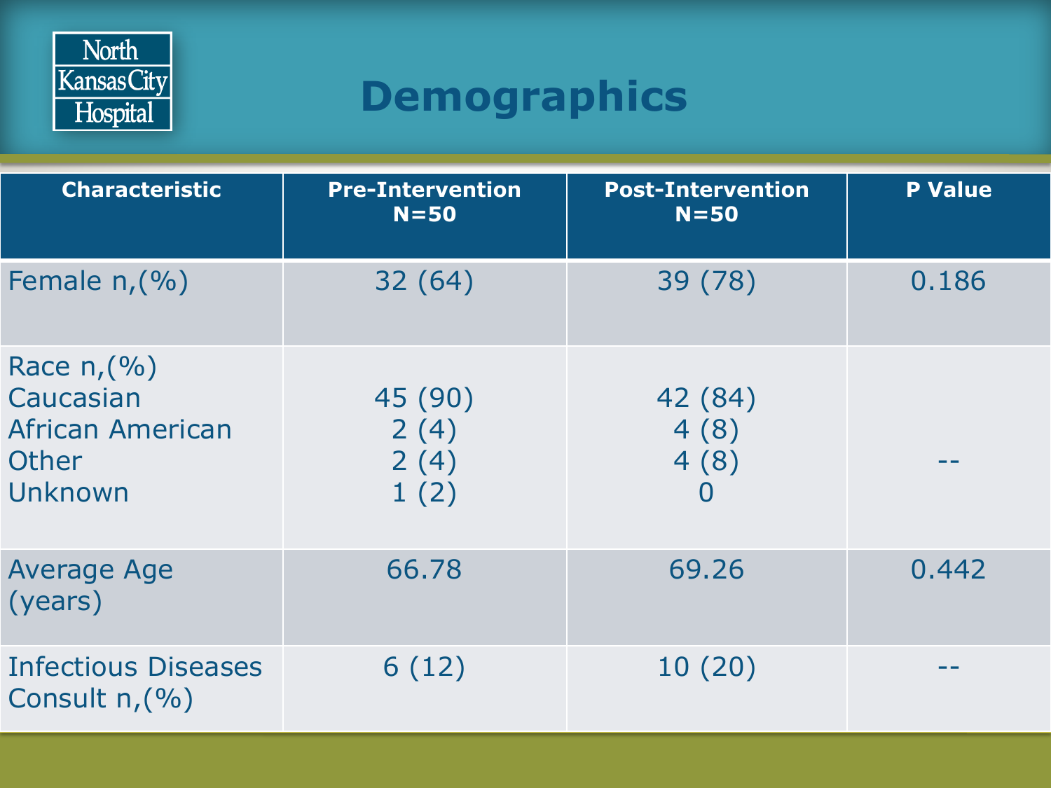# Demographics

| Characteristic | Pre-Intervention N=50 | Post-Intervention N=50 | P Value |
|---|---|---|---|
| Female n,(%) | 32 (64) | 39 (78) | 0.186 |
| Race n,(%)<br>Caucasian<br>African American<br>Other<br>Unknown | <br>45 (90)<br>2 (4)<br>2 (4)<br>1 (2) | <br>42 (84)<br>4 (8)<br>4 (8)<br>0 | -- |
| Average Age (years) | 66.78 | 69.26 | 0.442 |
| Infectious Diseases Consult n,(%) | 6 (12) | 10 (20) | -- |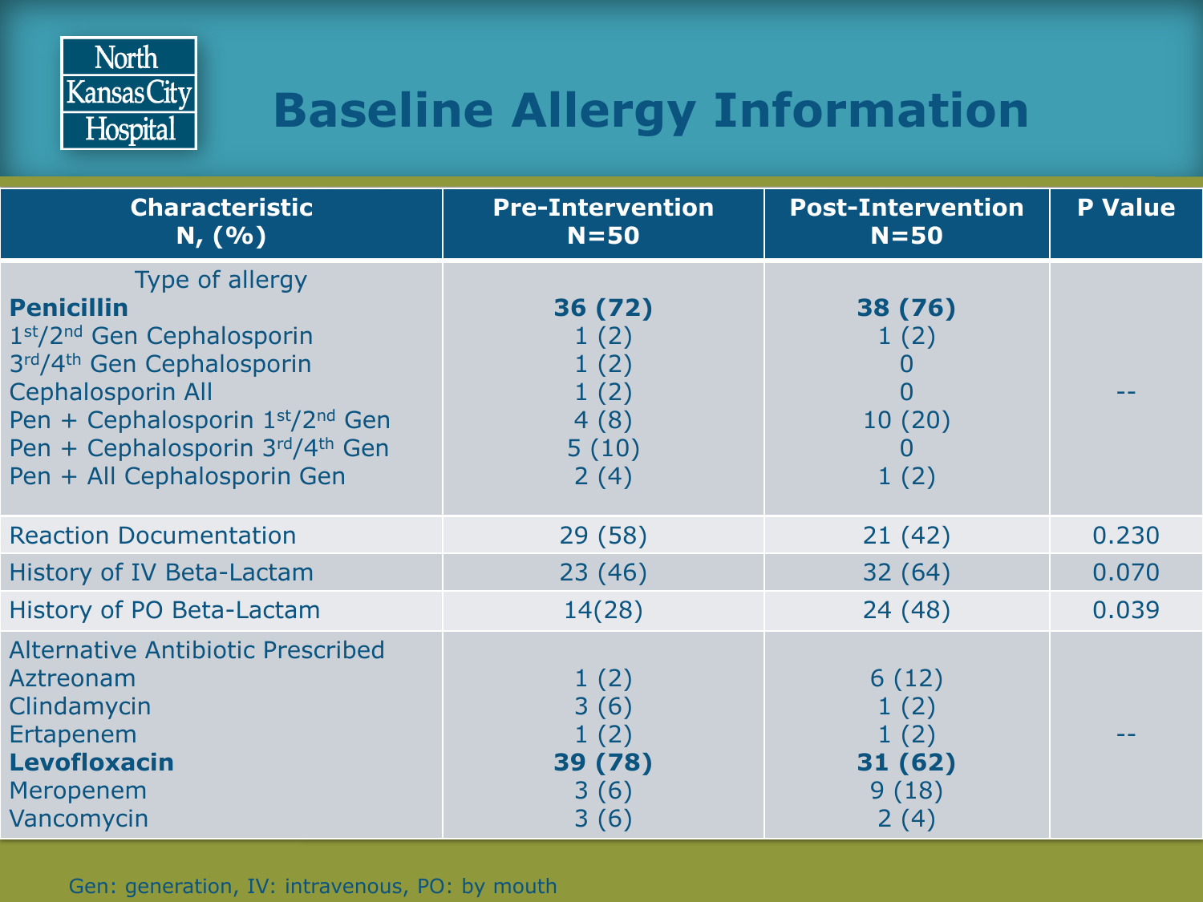# Baseline Allergy Information

| Characteristic N, (%) | Pre-Intervention N=50 | Post-Intervention N=50 | P Value |
|---|---|---|---|
| Type of allergy | | | |
| **Penicillin** | **36 (72)** | **38 (76)** | -- |
| 1st/2nd Gen Cephalosporin | 1 (2) | 1 (2) | |
| 3rd/4th Gen Cephalosporin | 1 (2) | 0 | |
| Cephalosporin All | 1 (2) | 0 | |
| Pen + Cephalosporin 1st/2nd Gen | 4 (8) | 10 (20) | |
| Pen + Cephalosporin 3rd/4th Gen | 5 (10) | 0 | |
| Pen + All Cephalosporin Gen | 2 (4) | 1 (2) | |
| Reaction Documentation | 29 (58) | 21 (42) | 0.230 |
| History of IV Beta-Lactam | 23 (46) | 32 (64) | 0.070 |
| History of PO Beta-Lactam | 14(28) | 24 (48) | 0.039 |
| Alternative Antibiotic Prescribed | | | |
| Aztreonam | 1 (2) | 6 (12) | -- |
| Clindamycin | 3 (6) | 1 (2) | |
| Ertapenem | 1 (2) | 1 (2) | |
| **Levofloxacin** | **39 (78)** | **31 (62)** | |
| Meropenem | 3 (6) | 9 (18) | |
| Vancomycin | 3 (6) | 2 (4) | |

Gen: generation, IV: intravenous, PO: by mouth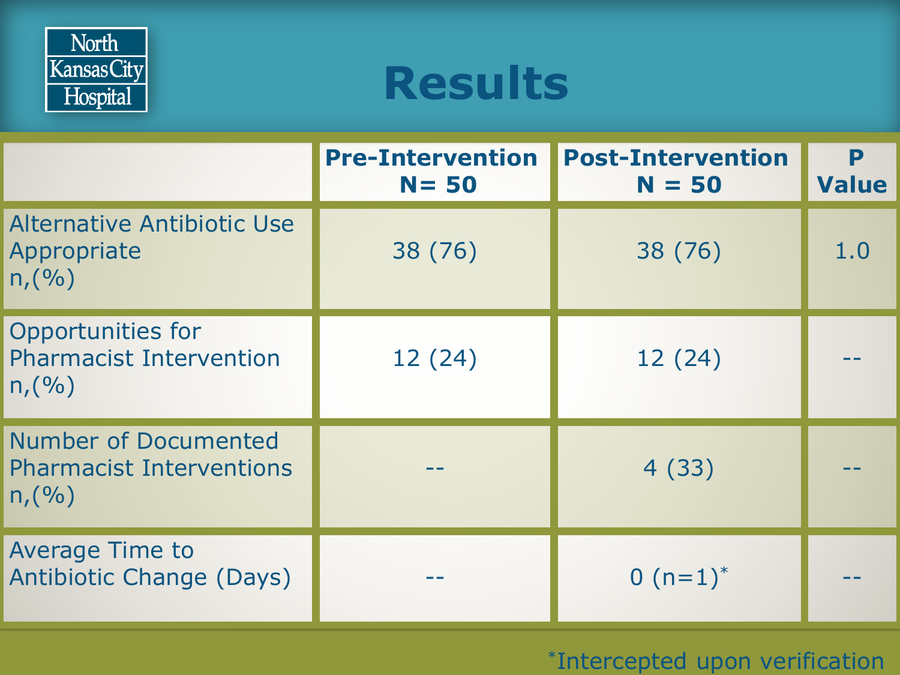# Results

| | Pre-Intervention N= 50 | Post-Intervention N = 50 | P Value |
|---|---|---|---|
| Alternative Antibiotic Use Appropriate n,(%) | 38 (76) | 38 (76) | 1.0 |
| Opportunities for Pharmacist Intervention n,(%) | 12 (24) | 12 (24) | -- |
| Number of Documented Pharmacist Interventions n,(%) | -- | 4 (33) | -- |
| Average Time to Antibiotic Change (Days) | -- | 0 (n=1)* | -- |

*Intercepted upon verification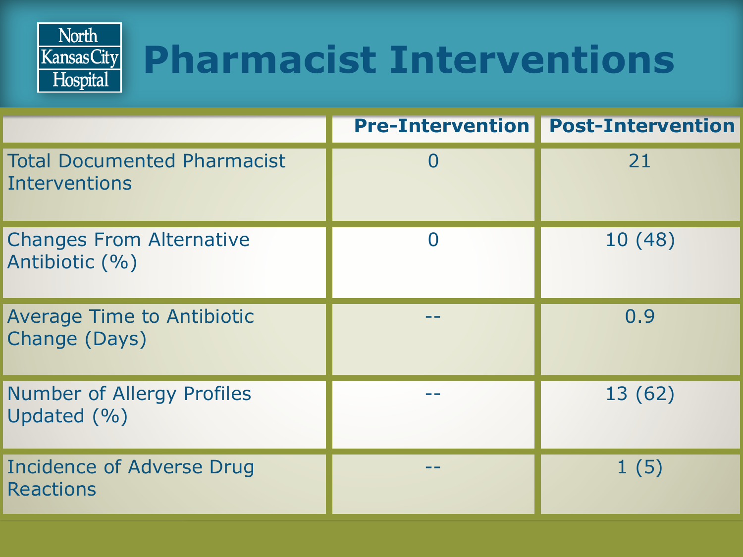# Pharmacist Interventions

North Kansas City Hospital

| | Pre-Intervention | Post-Intervention |
|---|---|---|
| Total Documented Pharmacist Interventions | 0 | 21 |
| Changes From Alternative Antibiotic (%) | 0 | 10 (48) |
| Average Time to Antibiotic Change (Days) | -- | 0.9 |
| Number of Allergy Profiles Updated (%) | -- | 13 (62) |
| Incidence of Adverse Drug Reactions | -- | 1 (5) |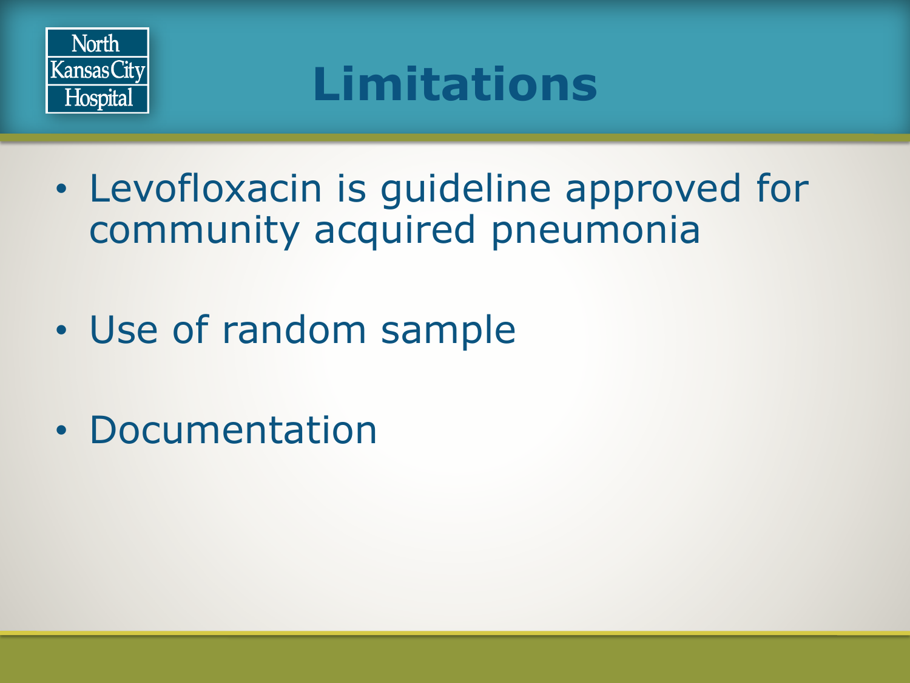# Limitations

- Levofloxacin is guideline approved for community acquired pneumonia
- Use of random sample
- Documentation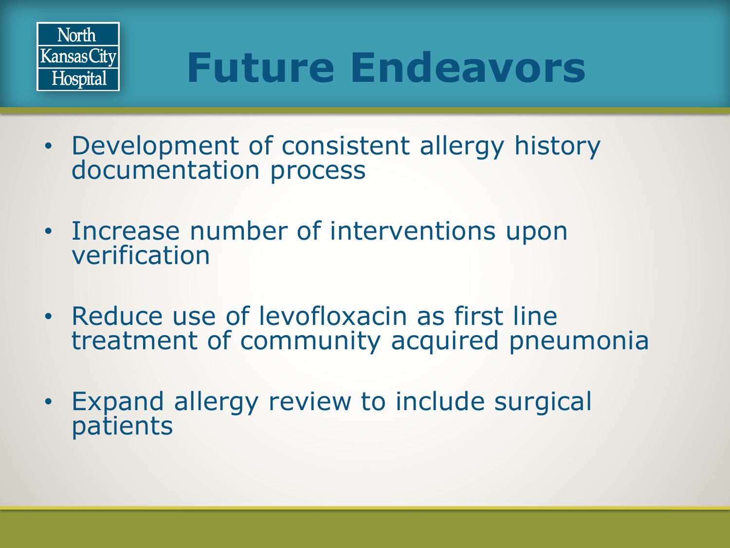# Future Endeavors

- Development of consistent allergy history documentation process
- Increase number of interventions upon verification
- Reduce use of levofloxacin as first line treatment of community acquired pneumonia
- Expand allergy review to include surgical patients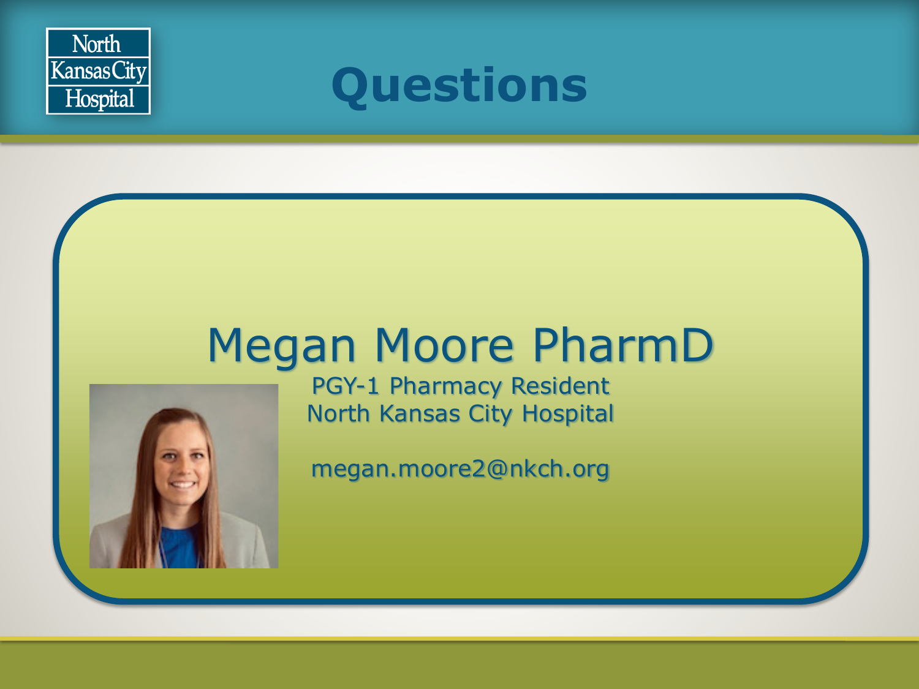# Questions

## Megan Moore PharmD

PGY-1 Pharmacy Resident
North Kansas City Hospital

megan.moore2@nkch.org